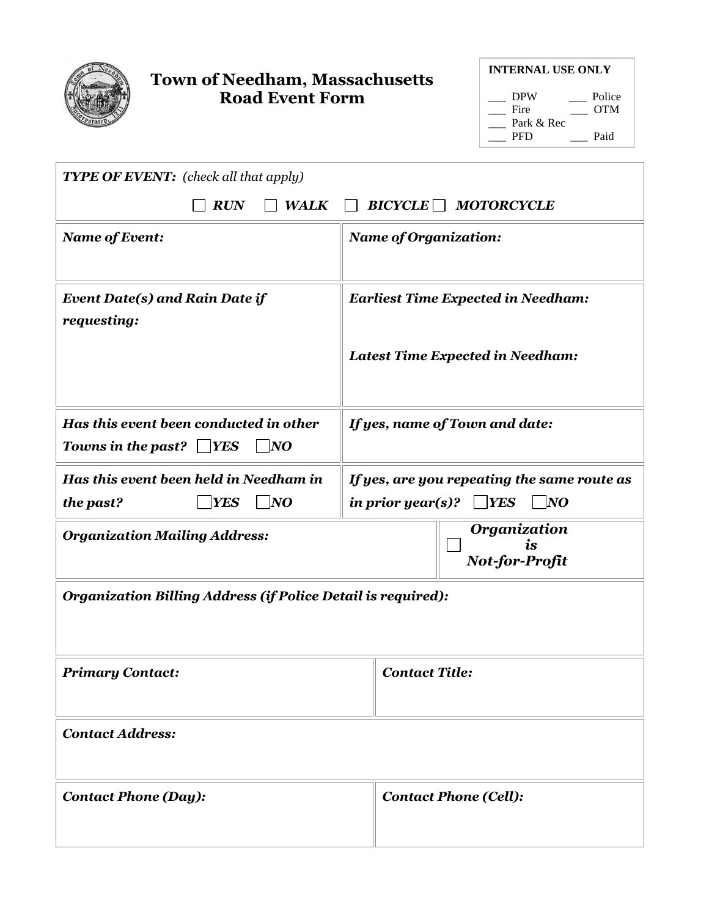# Town of Needham, Massachusetts
## Road Event Form

**INTERNAL USE ONLY**

___ DPW ___ Police
___ Fire ___ OTM
___ Park & Rec
___ PFD ___ Paid

***TYPE OF EVENT:*** *(check all that apply)*

☐ ***RUN*** ☐ ***WALK*** ☐ ***BICYCLE*** ☐ ***MOTORCYCLE***

| ***Name of Event:*** | ***Name of Organization:*** |
|---|---|
| ***Event Date(s) and Rain Date if requesting:*** | ***Earliest Time Expected in Needham:*** <br><br> ***Latest Time Expected in Needham:*** |
| ***Has this event been conducted in other Towns in the past?*** ☐ ***YES*** ☐ ***NO*** | ***If yes, name of Town and date:*** |
| ***Has this event been held in Needham in the past?*** ☐ ***YES*** ☐ ***NO*** | ***If yes, are you repeating the same route as in prior year(s)?*** ☐ ***YES*** ☐ ***NO*** |
| ***Organization Mailing Address:*** | ☐ ***Organization is Not-for-Profit*** |

***Organization Billing Address (if Police Detail is required):***

| ***Primary Contact:*** | ***Contact Title:*** |
|---|---|

***Contact Address:***

| ***Contact Phone (Day):*** | ***Contact Phone (Cell):*** |
|---|---|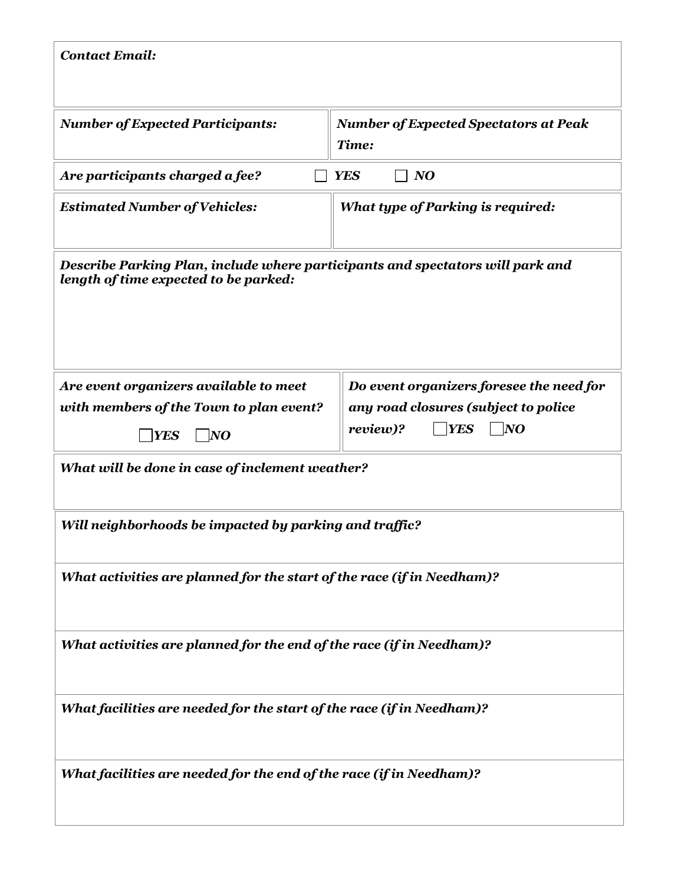***Contact Email:***

| ***Number of Expected Participants:*** | ***Number of Expected Spectators at Peak Time:*** |
|---|---|

***Are participants charged a fee?*** ☐ ***YES*** ☐ ***NO***

| ***Estimated Number of Vehicles:*** | ***What type of Parking is required:*** |
|---|---|

***Describe Parking Plan, include where participants and spectators will park and length of time expected to be parked:***

| ***Are event organizers available to meet with members of the Town to plan event?*** ☐ ***YES*** ☐ ***NO*** | ***Do event organizers foresee the need for any road closures (subject to police review)?*** ☐ ***YES*** ☐ ***NO*** |
|---|---|

***What will be done in case of inclement weather?***

***Will neighborhoods be impacted by parking and traffic?***

***What activities are planned for the start of the race (if in Needham)?***

***What activities are planned for the end of the race (if in Needham)?***

***What facilities are needed for the start of the race (if in Needham)?***

***What facilities are needed for the end of the race (if in Needham)?***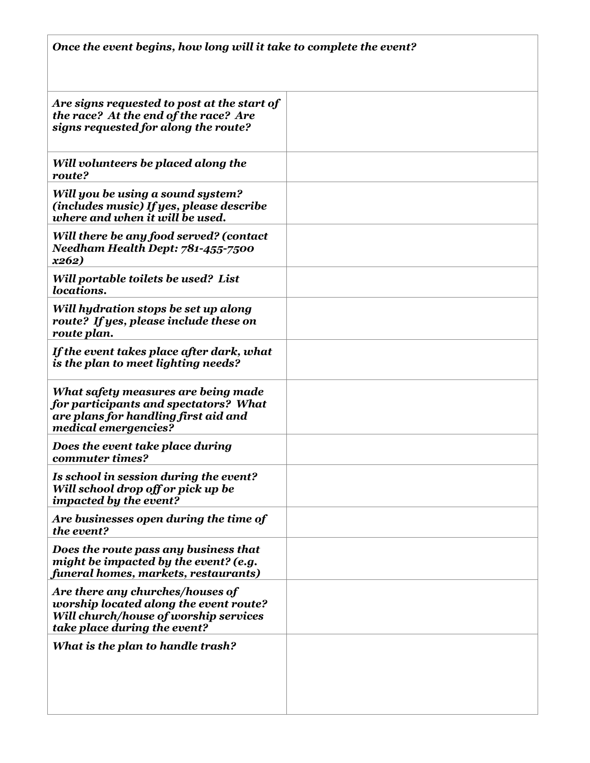| ***Once the event begins, how long will it take to complete the event?*** | |
|---|---|
| ***Are signs requested to post at the start of the race? At the end of the race? Are signs requested for along the route?*** | |
| ***Will volunteers be placed along the route?*** | |
| ***Will you be using a sound system? (includes music) If yes, please describe where and when it will be used.*** | |
| ***Will there be any food served? (contact Needham Health Dept: 781-455-7500 x262)*** | |
| ***Will portable toilets be used? List locations.*** | |
| ***Will hydration stops be set up along route? If yes, please include these on route plan.*** | |
| ***If the event takes place after dark, what is the plan to meet lighting needs?*** | |
| ***What safety measures are being made for participants and spectators? What are plans for handling first aid and medical emergencies?*** | |
| ***Does the event take place during commuter times?*** | |
| ***Is school in session during the event? Will school drop off or pick up be impacted by the event?*** | |
| ***Are businesses open during the time of the event?*** | |
| ***Does the route pass any business that might be impacted by the event? (e.g. funeral homes, markets, restaurants)*** | |
| ***Are there any churches/houses of worship located along the event route? Will church/house of worship services take place during the event?*** | |
| ***What is the plan to handle trash?*** | |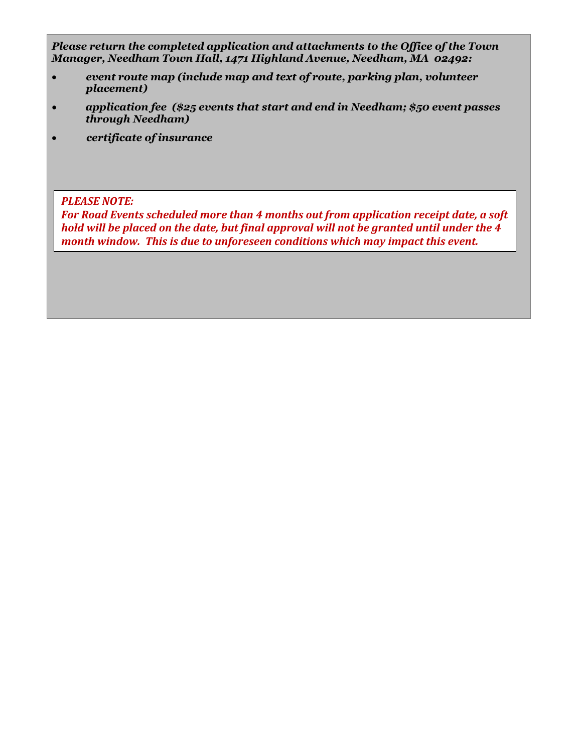***Please return the completed application and attachments to the Office of the Town Manager, Needham Town Hall, 1471 Highland Avenue, Needham, MA 02492:***

- ***event route map (include map and text of route, parking plan, volunteer placement)***
- ***application fee ($25 events that start and end in Needham; $50 event passes through Needham)***
- ***certificate of insurance***

***PLEASE NOTE:***
***For Road Events scheduled more than 4 months out from application receipt date, a soft hold will be placed on the date, but final approval will not be granted until under the 4 month window. This is due to unforeseen conditions which may impact this event.***